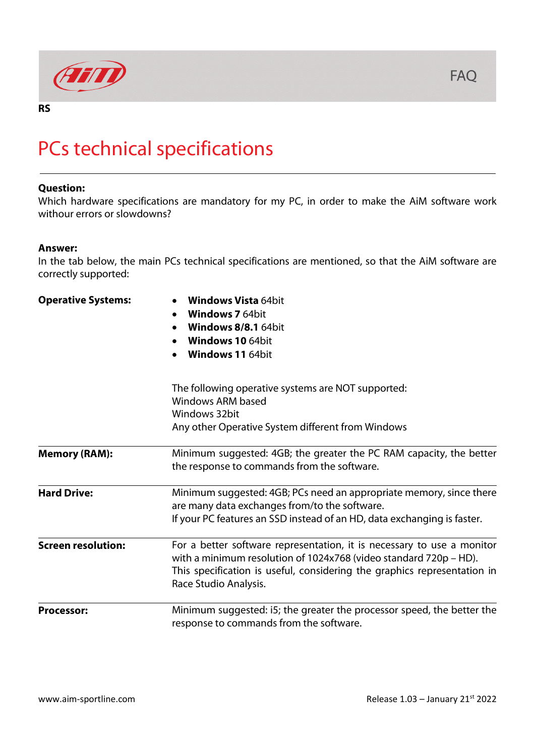RS

# PCs technical specifications

**Question:**
Which hardware specifications are mandatory for my PC, in order to make the AiM software work withour errors or slowdowns?

**Answer:**
In the tab below, the main PCs technical specifications are mentioned, so that the AiM software are correctly supported:

| | |
|---|---|
| **Operative Systems:** | • **Windows Vista** 64bit<br>• **Windows 7** 64bit<br>• **Windows 8/8.1** 64bit<br>• **Windows 10** 64bit<br>• **Windows 11** 64bit<br><br>The following operative systems are NOT supported:<br>Windows ARM based<br>Windows 32bit<br>Any other Operative System different from Windows |
| **Memory (RAM):** | Minimum suggested: 4GB; the greater the PC RAM capacity, the better the response to commands from the software. |
| **Hard Drive:** | Minimum suggested: 4GB; PCs need an appropriate memory, since there are many data exchanges from/to the software.<br>If your PC features an SSD instead of an HD, data exchanging is faster. |
| **Screen resolution:** | For a better software representation, it is necessary to use a monitor with a minimum resolution of 1024x768 (video standard 720p – HD).<br>This specification is useful, considering the graphics representation in Race Studio Analysis. |
| **Processor:** | Minimum suggested: i5; the greater the processor speed, the better the response to commands from the software. |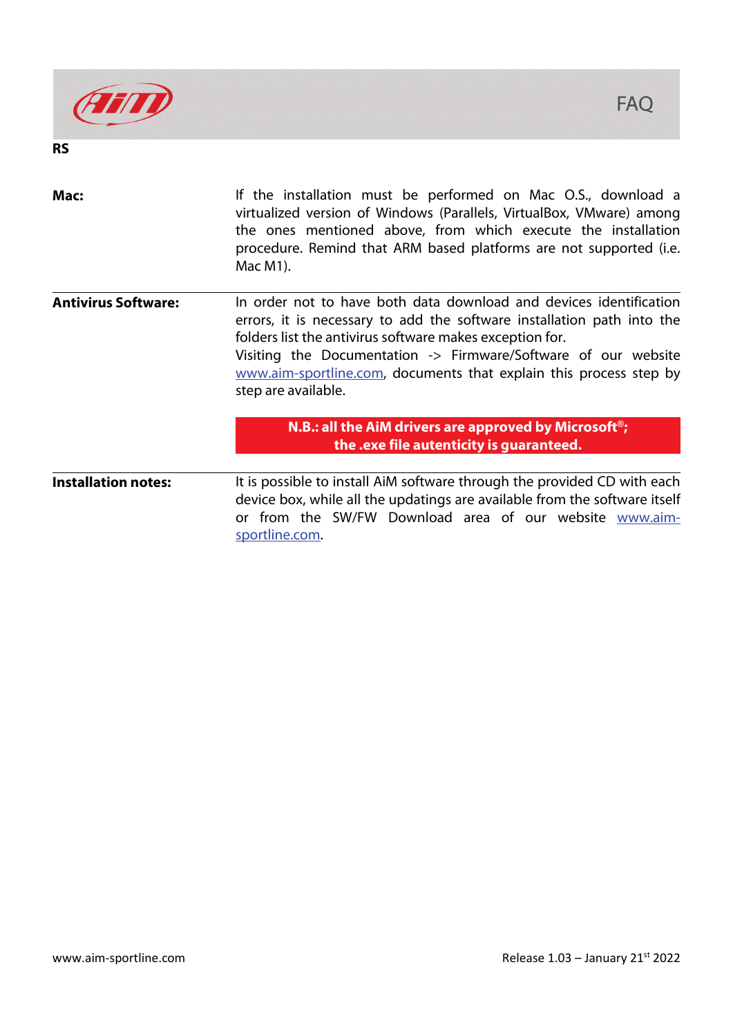**RS**

| | |
|---|---|
| **Mac:** | If the installation must be performed on Mac O.S., download a virtualized version of Windows (Parallels, VirtualBox, VMware) among the ones mentioned above, from which execute the installation procedure. Remind that ARM based platforms are not supported (i.e. Mac M1). |
| **Antivirus Software:** | In order not to have both data download and devices identification errors, it is necessary to add the software installation path into the folders list the antivirus software makes exception for. Visiting the Documentation -> Firmware/Software of our website www.aim-sportline.com, documents that explain this process step by step are available. **N.B.: all the AiM drivers are approved by Microsoft®; the .exe file autenticity is guaranteed.** |
| **Installation notes:** | It is possible to install AiM software through the provided CD with each device box, while all the updatings are available from the software itself or from the SW/FW Download area of our website www.aim-sportline.com. |

www.aim-sportline.com

Release 1.03 – January 21st 2022